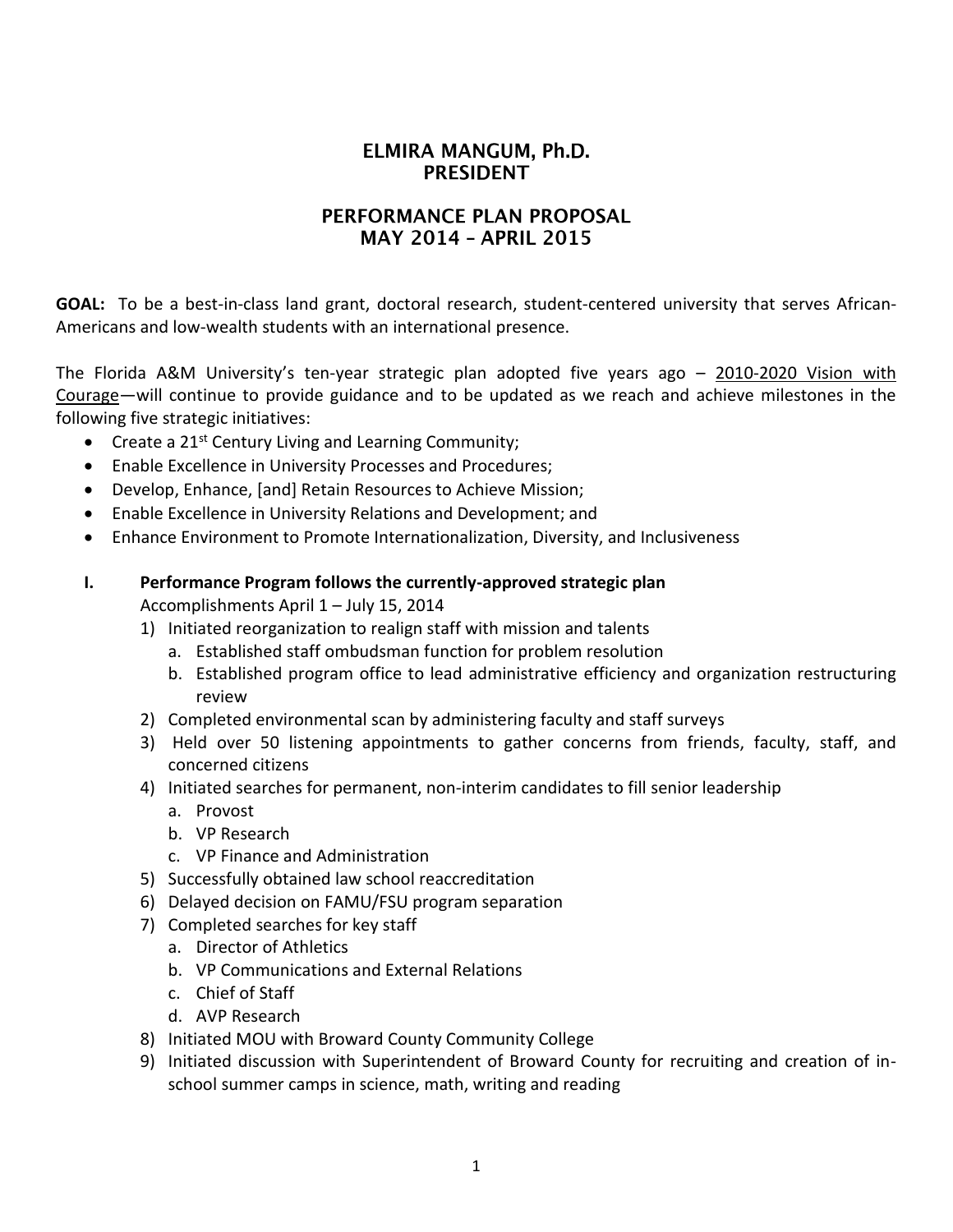# ELMIRA MANGUM, Ph.D.
# PRESIDENT

## PERFORMANCE PLAN PROPOSAL
## MAY 2014 – APRIL 2015

**GOAL:** To be a best-in-class land grant, doctoral research, student-centered university that serves African-Americans and low-wealth students with an international presence.

The Florida A&M University's ten-year strategic plan adopted five years ago – 2010-2020 Vision with Courage—will continue to provide guidance and to be updated as we reach and achieve milestones in the following five strategic initiatives:

- Create a 21st Century Living and Learning Community;
- Enable Excellence in University Processes and Procedures;
- Develop, Enhance, [and] Retain Resources to Achieve Mission;
- Enable Excellence in University Relations and Development; and
- Enhance Environment to Promote Internationalization, Diversity, and Inclusiveness

**I. Performance Program follows the currently-approved strategic plan**

Accomplishments April 1 – July 15, 2014

1) Initiated reorganization to realign staff with mission and talents
   a. Established staff ombudsman function for problem resolution
   b. Established program office to lead administrative efficiency and organization restructuring review
2) Completed environmental scan by administering faculty and staff surveys
3) Held over 50 listening appointments to gather concerns from friends, faculty, staff, and concerned citizens
4) Initiated searches for permanent, non-interim candidates to fill senior leadership
   a. Provost
   b. VP Research
   c. VP Finance and Administration
5) Successfully obtained law school reaccreditation
6) Delayed decision on FAMU/FSU program separation
7) Completed searches for key staff
   a. Director of Athletics
   b. VP Communications and External Relations
   c. Chief of Staff
   d. AVP Research
8) Initiated MOU with Broward County Community College
9) Initiated discussion with Superintendent of Broward County for recruiting and creation of in-school summer camps in science, math, writing and reading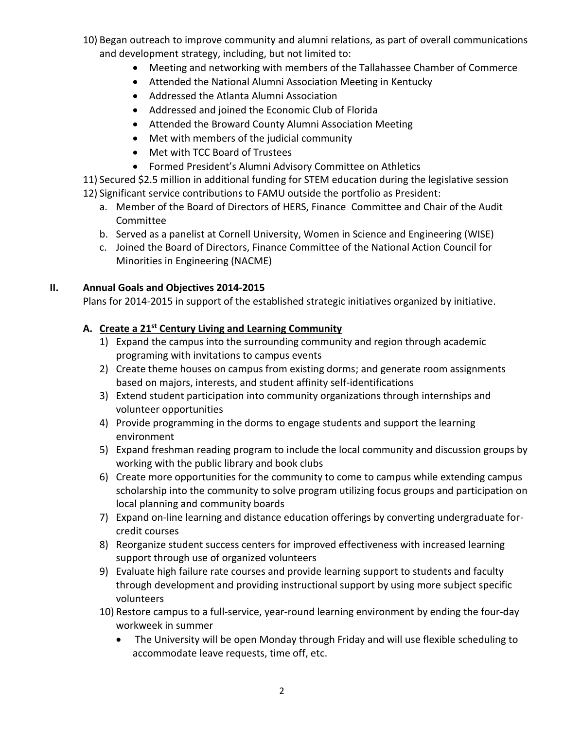10) Began outreach to improve community and alumni relations, as part of overall communications and development strategy, including, but not limited to:
    - Meeting and networking with members of the Tallahassee Chamber of Commerce
    - Attended the National Alumni Association Meeting in Kentucky
    - Addressed the Atlanta Alumni Association
    - Addressed and joined the Economic Club of Florida
    - Attended the Broward County Alumni Association Meeting
    - Met with members of the judicial community
    - Met with TCC Board of Trustees
    - Formed President's Alumni Advisory Committee on Athletics
11) Secured $2.5 million in additional funding for STEM education during the legislative session
12) Significant service contributions to FAMU outside the portfolio as President:
    a. Member of the Board of Directors of HERS, Finance Committee and Chair of the Audit Committee
    b. Served as a panelist at Cornell University, Women in Science and Engineering (WISE)
    c. Joined the Board of Directors, Finance Committee of the National Action Council for Minorities in Engineering (NACME)

## II. Annual Goals and Objectives 2014-2015

Plans for 2014-2015 in support of the established strategic initiatives organized by initiative.

### A. Create a 21st Century Living and Learning Community

1) Expand the campus into the surrounding community and region through academic programing with invitations to campus events
2) Create theme houses on campus from existing dorms; and generate room assignments based on majors, interests, and student affinity self-identifications
3) Extend student participation into community organizations through internships and volunteer opportunities
4) Provide programming in the dorms to engage students and support the learning environment
5) Expand freshman reading program to include the local community and discussion groups by working with the public library and book clubs
6) Create more opportunities for the community to come to campus while extending campus scholarship into the community to solve program utilizing focus groups and participation on local planning and community boards
7) Expand on-line learning and distance education offerings by converting undergraduate for-credit courses
8) Reorganize student success centers for improved effectiveness with increased learning support through use of organized volunteers
9) Evaluate high failure rate courses and provide learning support to students and faculty through development and providing instructional support by using more subject specific volunteers
10) Restore campus to a full-service, year-round learning environment by ending the four-day workweek in summer
    - The University will be open Monday through Friday and will use flexible scheduling to accommodate leave requests, time off, etc.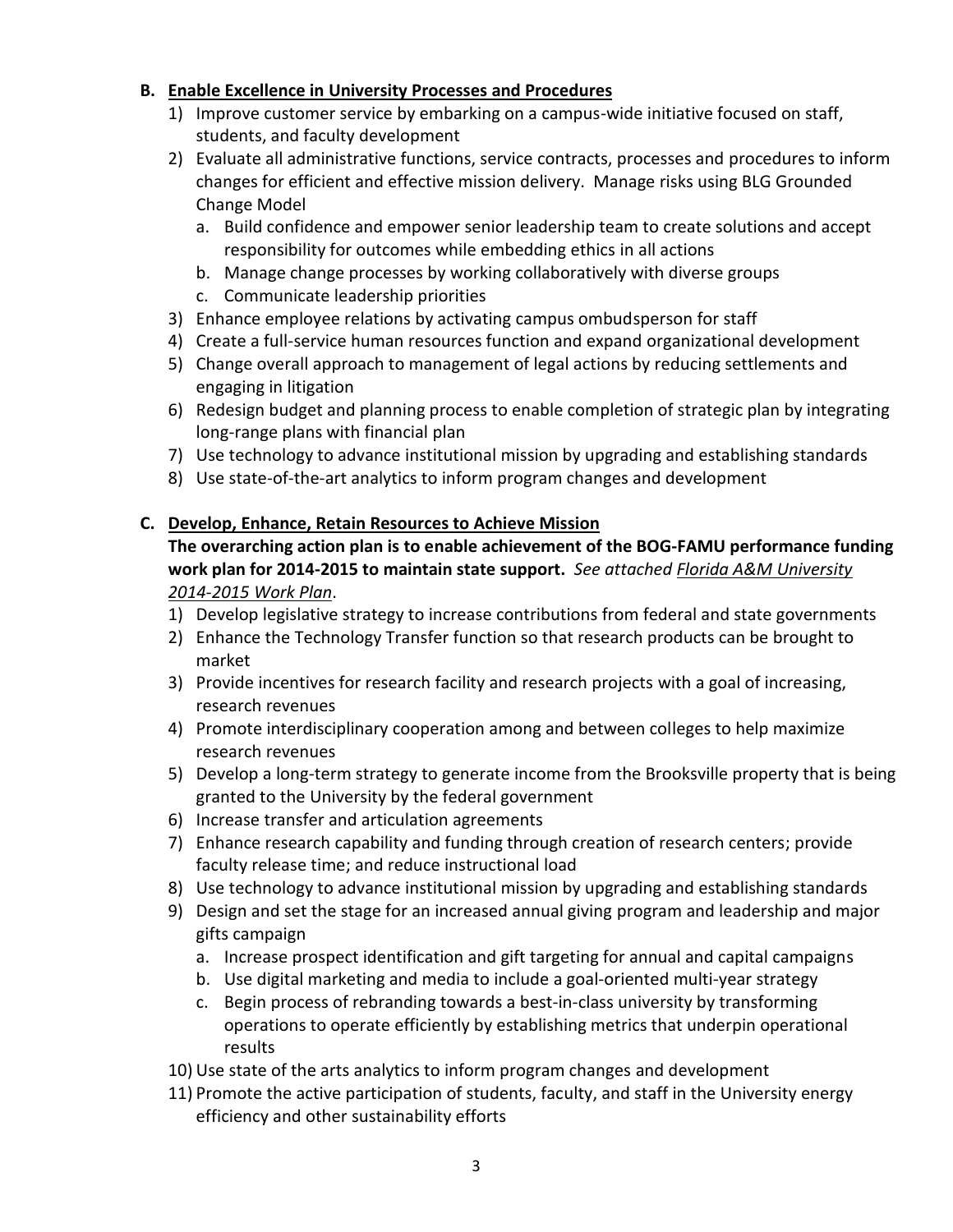**B. Enable Excellence in University Processes and Procedures**

1) Improve customer service by embarking on a campus-wide initiative focused on staff, students, and faculty development
2) Evaluate all administrative functions, service contracts, processes and procedures to inform changes for efficient and effective mission delivery. Manage risks using BLG Grounded Change Model
   a. Build confidence and empower senior leadership team to create solutions and accept responsibility for outcomes while embedding ethics in all actions
   b. Manage change processes by working collaboratively with diverse groups
   c. Communicate leadership priorities
3) Enhance employee relations by activating campus ombudsperson for staff
4) Create a full-service human resources function and expand organizational development
5) Change overall approach to management of legal actions by reducing settlements and engaging in litigation
6) Redesign budget and planning process to enable completion of strategic plan by integrating long-range plans with financial plan
7) Use technology to advance institutional mission by upgrading and establishing standards
8) Use state-of-the-art analytics to inform program changes and development

**C. Develop, Enhance, Retain Resources to Achieve Mission**

**The overarching action plan is to enable achievement of the BOG-FAMU performance funding work plan for 2014-2015 to maintain state support.** *See attached Florida A&M University 2014-2015 Work Plan*.

1) Develop legislative strategy to increase contributions from federal and state governments
2) Enhance the Technology Transfer function so that research products can be brought to market
3) Provide incentives for research facility and research projects with a goal of increasing, research revenues
4) Promote interdisciplinary cooperation among and between colleges to help maximize research revenues
5) Develop a long-term strategy to generate income from the Brooksville property that is being granted to the University by the federal government
6) Increase transfer and articulation agreements
7) Enhance research capability and funding through creation of research centers; provide faculty release time; and reduce instructional load
8) Use technology to advance institutional mission by upgrading and establishing standards
9) Design and set the stage for an increased annual giving program and leadership and major gifts campaign
   a. Increase prospect identification and gift targeting for annual and capital campaigns
   b. Use digital marketing and media to include a goal-oriented multi-year strategy
   c. Begin process of rebranding towards a best-in-class university by transforming operations to operate efficiently by establishing metrics that underpin operational results
10) Use state of the arts analytics to inform program changes and development
11) Promote the active participation of students, faculty, and staff in the University energy efficiency and other sustainability efforts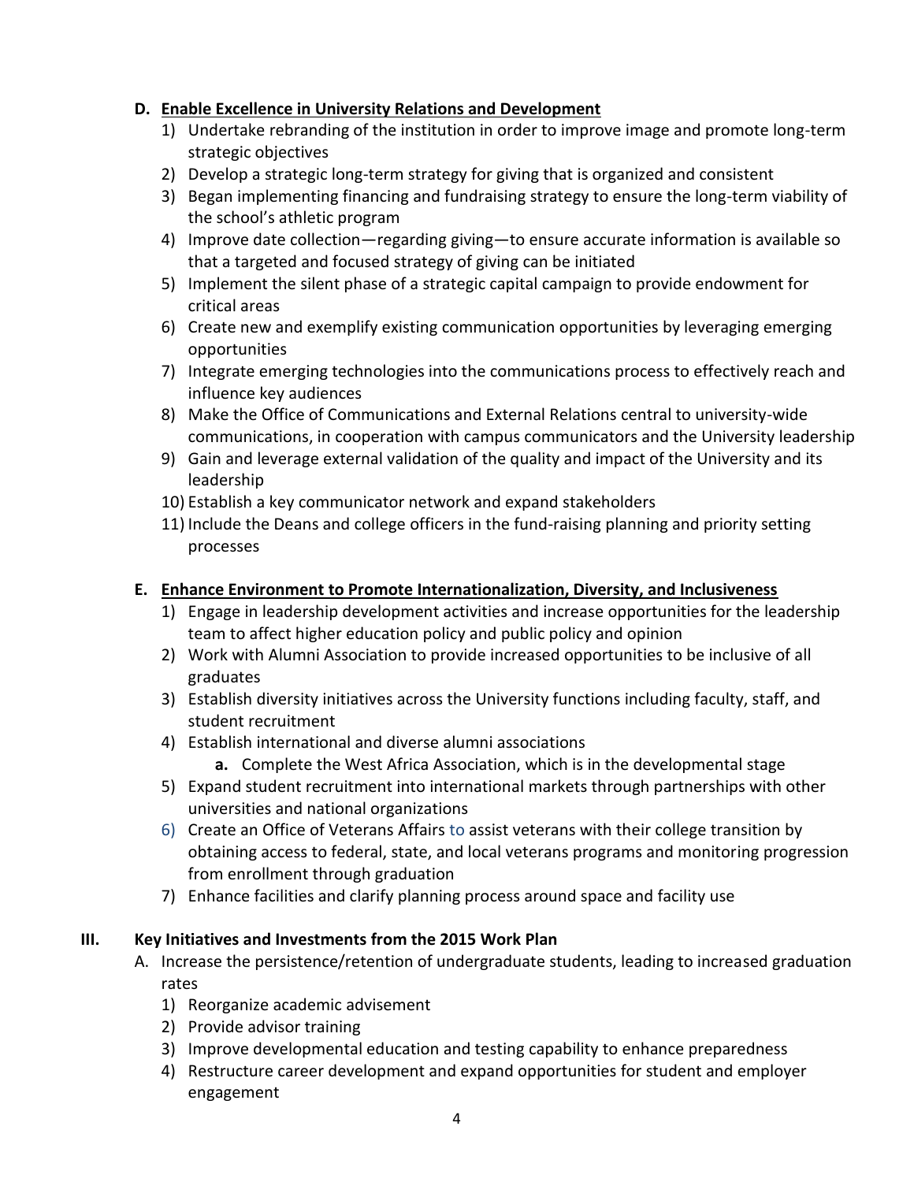**D. Enable Excellence in University Relations and Development**

1) Undertake rebranding of the institution in order to improve image and promote long-term strategic objectives
2) Develop a strategic long-term strategy for giving that is organized and consistent
3) Began implementing financing and fundraising strategy to ensure the long-term viability of the school's athletic program
4) Improve date collection—regarding giving—to ensure accurate information is available so that a targeted and focused strategy of giving can be initiated
5) Implement the silent phase of a strategic capital campaign to provide endowment for critical areas
6) Create new and exemplify existing communication opportunities by leveraging emerging opportunities
7) Integrate emerging technologies into the communications process to effectively reach and influence key audiences
8) Make the Office of Communications and External Relations central to university-wide communications, in cooperation with campus communicators and the University leadership
9) Gain and leverage external validation of the quality and impact of the University and its leadership
10) Establish a key communicator network and expand stakeholders
11) Include the Deans and college officers in the fund-raising planning and priority setting processes

**E. Enhance Environment to Promote Internationalization, Diversity, and Inclusiveness**

1) Engage in leadership development activities and increase opportunities for the leadership team to affect higher education policy and public policy and opinion
2) Work with Alumni Association to provide increased opportunities to be inclusive of all graduates
3) Establish diversity initiatives across the University functions including faculty, staff, and student recruitment
4) Establish international and diverse alumni associations
    - **a.** Complete the West Africa Association, which is in the developmental stage
5) Expand student recruitment into international markets through partnerships with other universities and national organizations
6) Create an Office of Veterans Affairs to assist veterans with their college transition by obtaining access to federal, state, and local veterans programs and monitoring progression from enrollment through graduation
7) Enhance facilities and clarify planning process around space and facility use

## III. Key Initiatives and Investments from the 2015 Work Plan

A. Increase the persistence/retention of undergraduate students, leading to increased graduation rates

1) Reorganize academic advisement
2) Provide advisor training
3) Improve developmental education and testing capability to enhance preparedness
4) Restructure career development and expand opportunities for student and employer engagement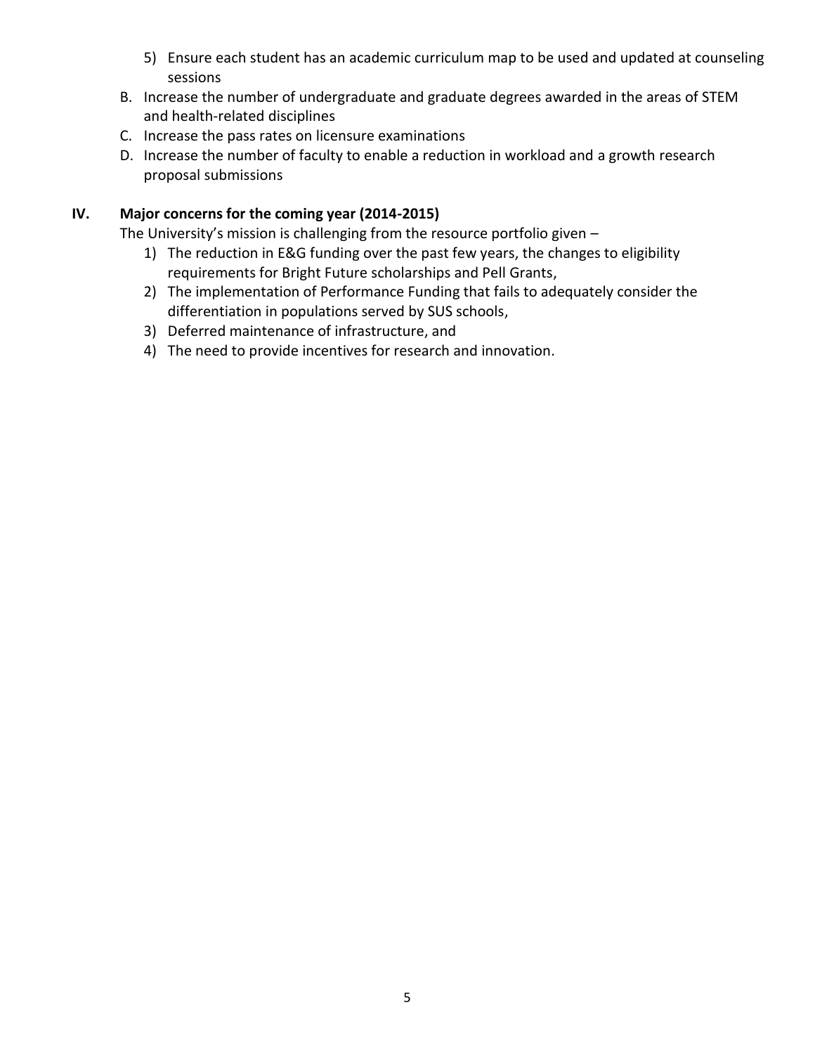5) Ensure each student has an academic curriculum map to be used and updated at counseling sessions

B. Increase the number of undergraduate and graduate degrees awarded in the areas of STEM and health-related disciplines

C. Increase the pass rates on licensure examinations

D. Increase the number of faculty to enable a reduction in workload and a growth research proposal submissions

## IV. Major concerns for the coming year (2014-2015)

The University's mission is challenging from the resource portfolio given –

1) The reduction in E&G funding over the past few years, the changes to eligibility requirements for Bright Future scholarships and Pell Grants,
2) The implementation of Performance Funding that fails to adequately consider the differentiation in populations served by SUS schools,
3) Deferred maintenance of infrastructure, and
4) The need to provide incentives for research and innovation.